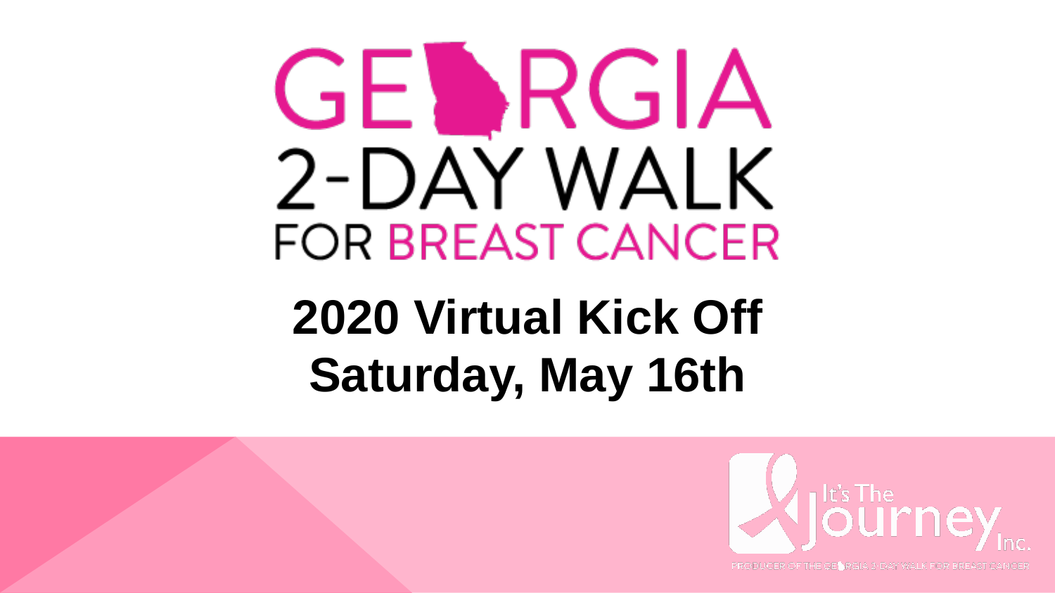# GEORGIA 2-DAY WALK FOR BREAST CANCER

## 2020 Virtual Kick Off
## Saturday, May 16th

It's The Journey Inc.

PRODUCER OF THE GEORGIA 2-DAY WALK FOR BREAST CANCER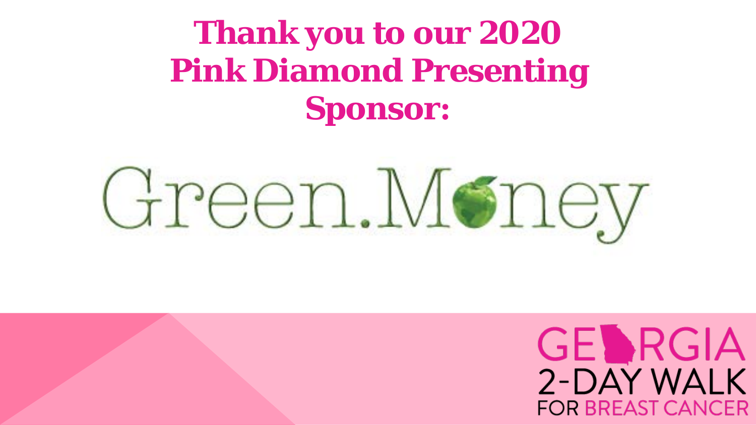# Thank you to our 2020 Pink Diamond Presenting Sponsor:

Green.Money

GEORGIA 2-DAY WALK FOR BREAST CANCER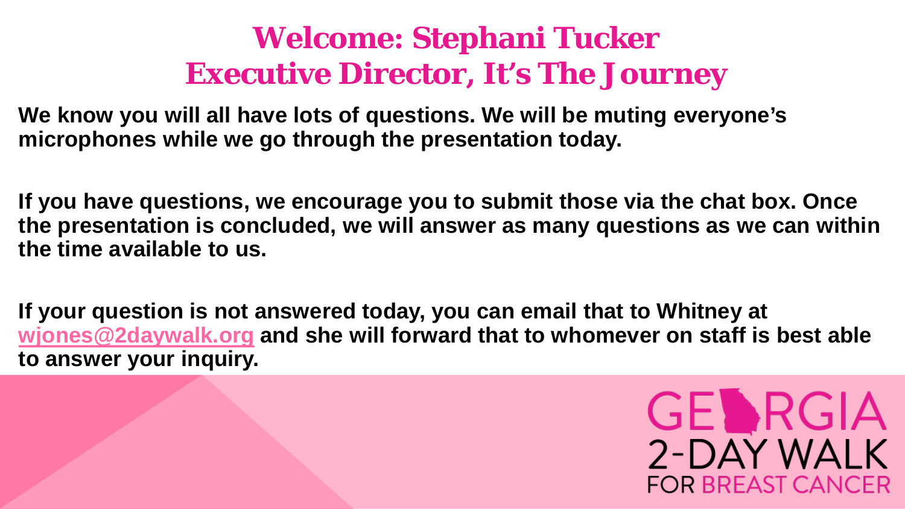# Welcome: Stephani Tucker
# Executive Director, It's The Journey

**We know you will all have lots of questions. We will be muting everyone's microphones while we go through the presentation today.**

**If you have questions, we encourage you to submit those via the chat box. Once the presentation is concluded, we will answer as many questions as we can within the time available to us.**

**If your question is not answered today, you can email that to Whitney at [wjones@2daywalk.org](mailto:wjones@2daywalk.org) and she will forward that to whomever on staff is best able to answer your inquiry.**

GEORGIA 2-DAY WALK FOR BREAST CANCER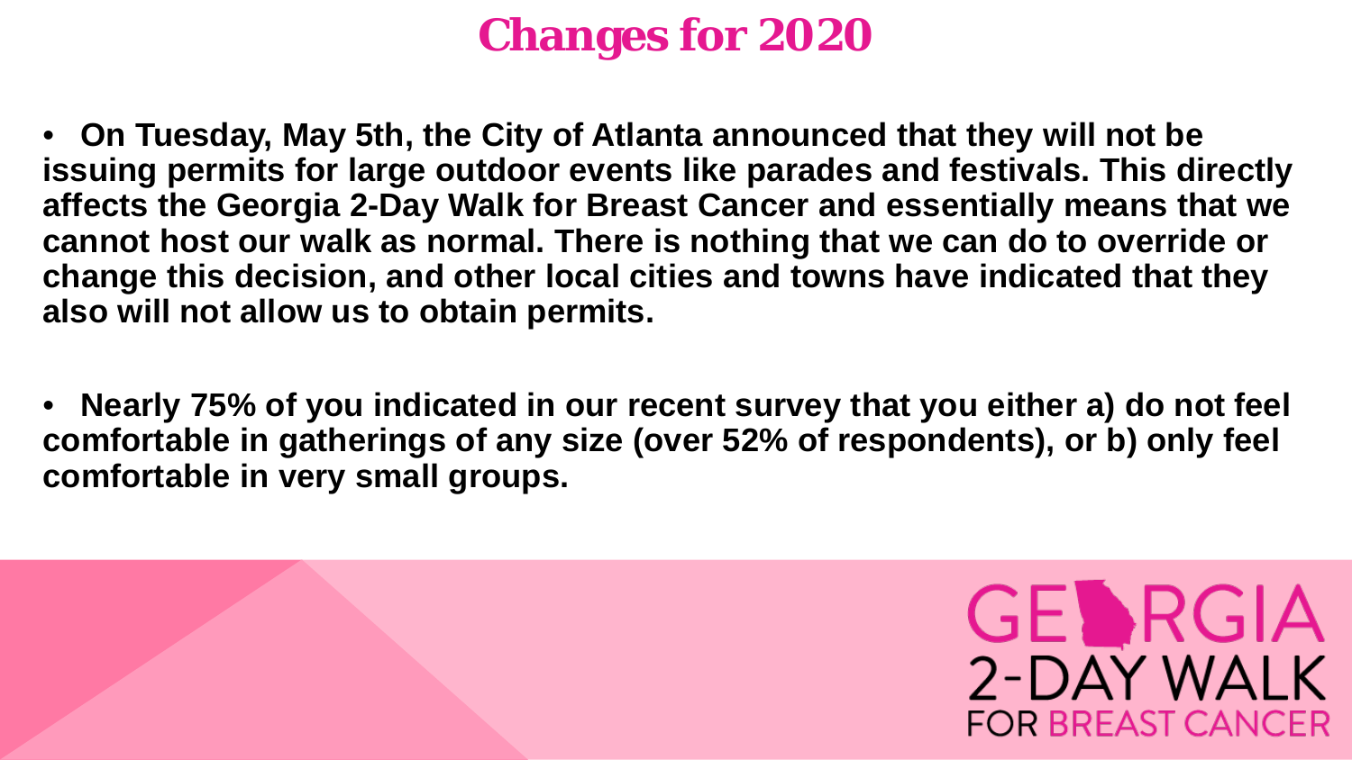# Changes for 2020

- **On Tuesday, May 5th, the City of Atlanta announced that they will not be issuing permits for large outdoor events like parades and festivals. This directly affects the Georgia 2-Day Walk for Breast Cancer and essentially means that we cannot host our walk as normal. There is nothing that we can do to override or change this decision, and other local cities and towns have indicated that they also will not allow us to obtain permits.**

- **Nearly 75% of you indicated in our recent survey that you either a) do not feel comfortable in gatherings of any size (over 52% of respondents), or b) only feel comfortable in very small groups.**

GEORGIA 2-DAY WALK FOR BREAST CANCER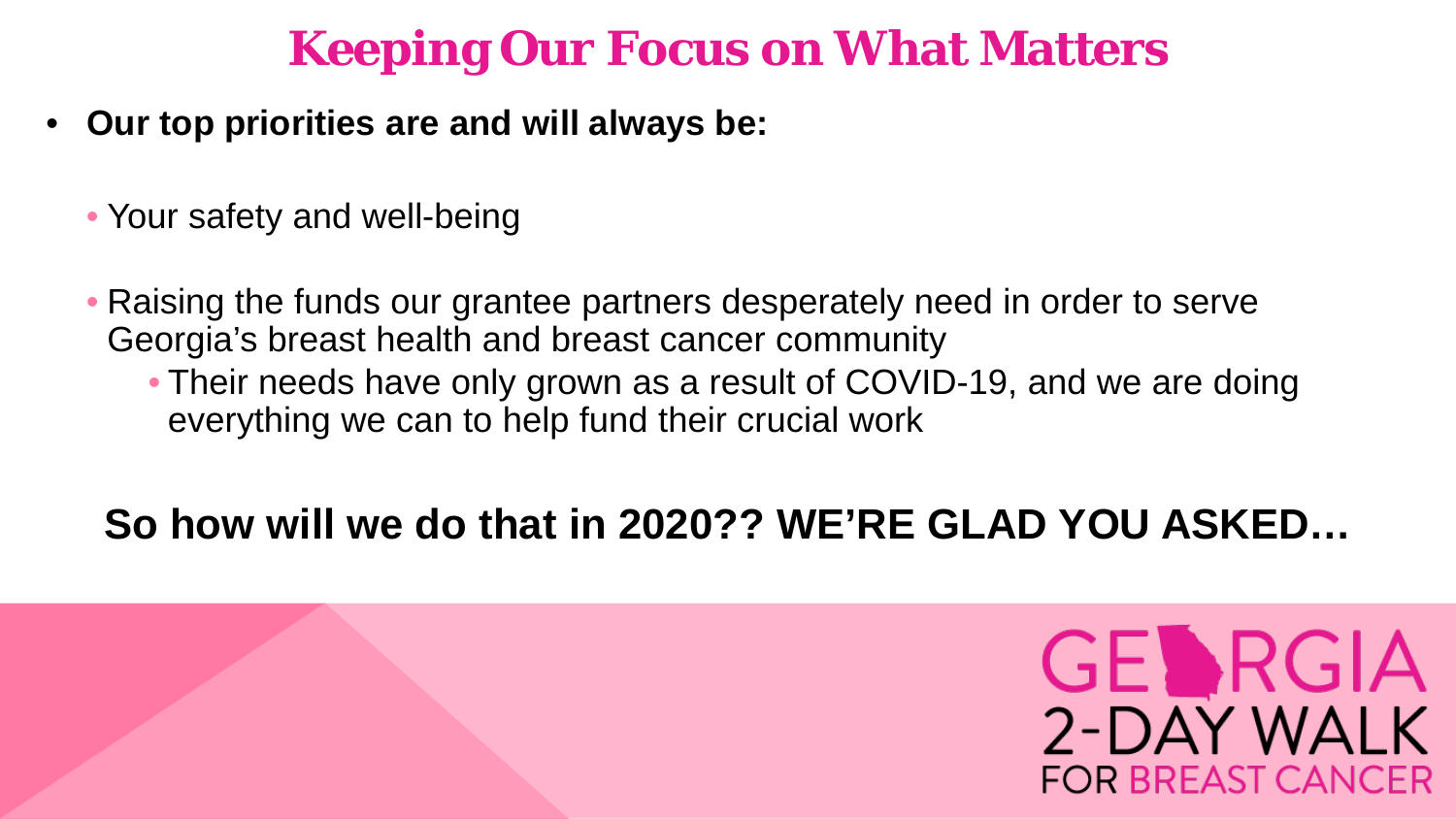# Keeping Our Focus on What Matters

- **Our top priorities are and will always be:**
  - Your safety and well-being
  - Raising the funds our grantee partners desperately need in order to serve Georgia's breast health and breast cancer community
    - Their needs have only grown as a result of COVID-19, and we are doing everything we can to help fund their crucial work

**So how will we do that in 2020?? WE'RE GLAD YOU ASKED…**

GEORGIA 2-DAY WALK FOR BREAST CANCER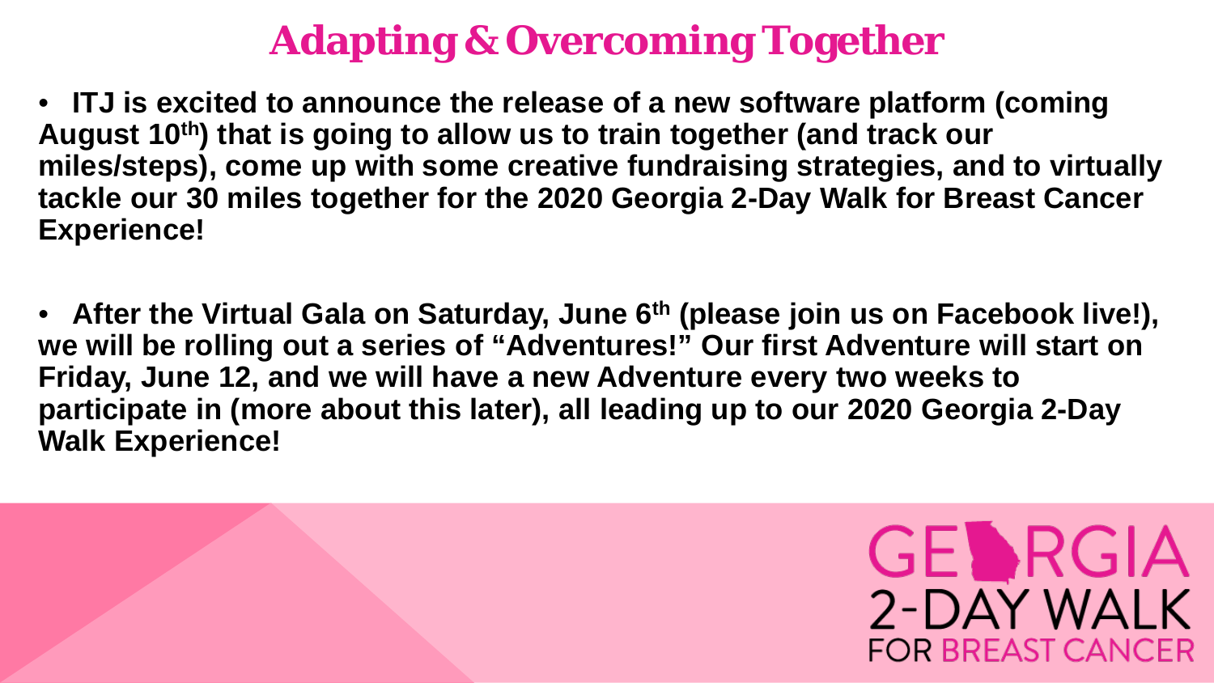# Adapting & Overcoming Together

- **ITJ is excited to announce the release of a new software platform (coming August 10th) that is going to allow us to train together (and track our miles/steps), come up with some creative fundraising strategies, and to virtually tackle our 30 miles together for the 2020 Georgia 2-Day Walk for Breast Cancer Experience!**

- **After the Virtual Gala on Saturday, June 6th (please join us on Facebook live!), we will be rolling out a series of "Adventures!" Our first Adventure will start on Friday, June 12, and we will have a new Adventure every two weeks to participate in (more about this later), all leading up to our 2020 Georgia 2-Day Walk Experience!**

GEORGIA 2-DAY WALK FOR BREAST CANCER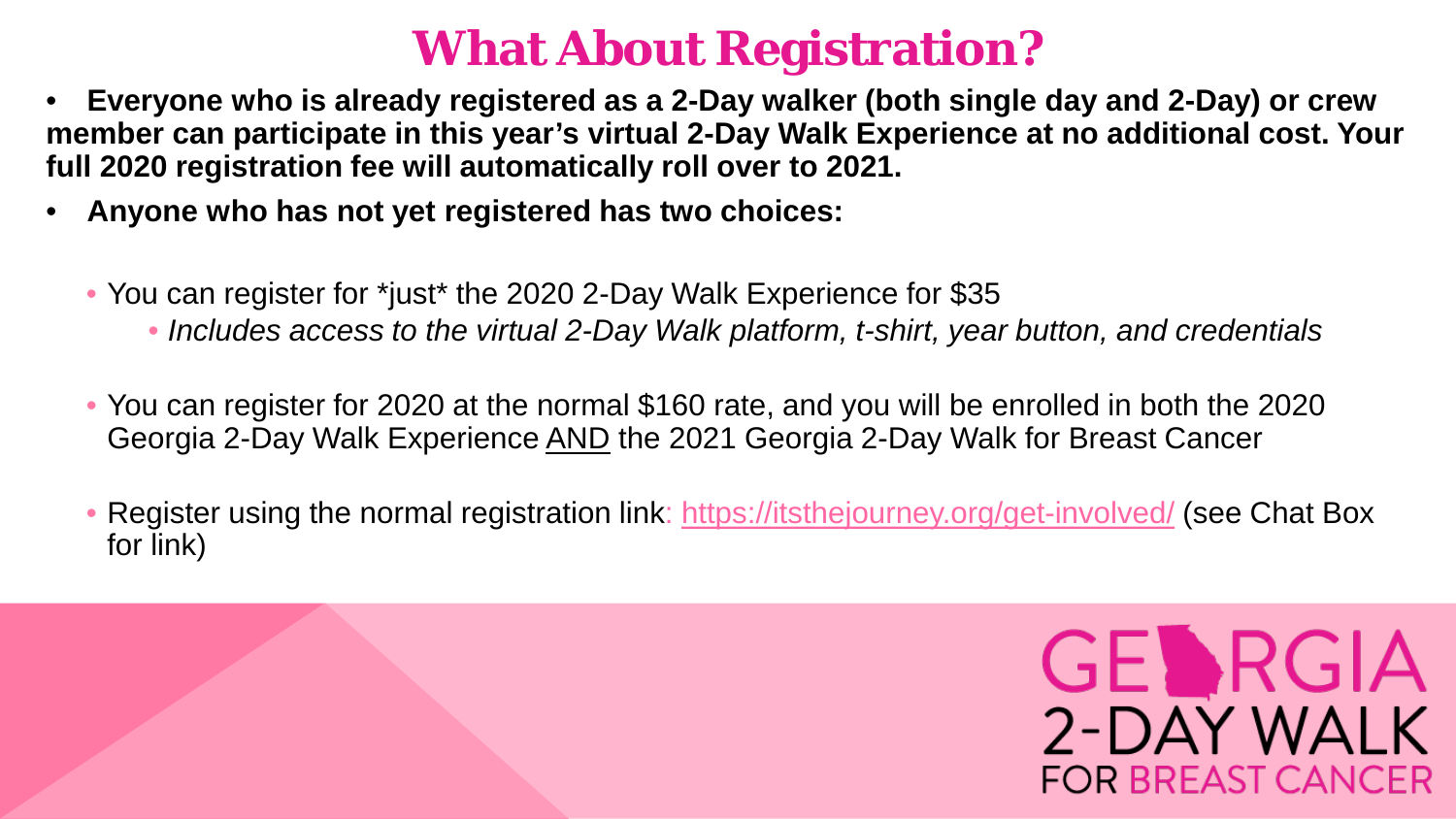# What About Registration?

- **Everyone who is already registered as a 2-Day walker (both single day and 2-Day) or crew member can participate in this year's virtual 2-Day Walk Experience at no additional cost. Your full 2020 registration fee will automatically roll over to 2021.**
- **Anyone who has not yet registered has two choices:**
  - You can register for *just* the 2020 2-Day Walk Experience for $35
    - *Includes access to the virtual 2-Day Walk platform, t-shirt, year button, and credentials*
  - You can register for 2020 at the normal $160 rate, and you will be enrolled in both the 2020 Georgia 2-Day Walk Experience AND the 2021 Georgia 2-Day Walk for Breast Cancer
  - Register using the normal registration link: https://itsthejourney.org/get-involved/ (see Chat Box for link)

GEORGIA 2-DAY WALK FOR BREAST CANCER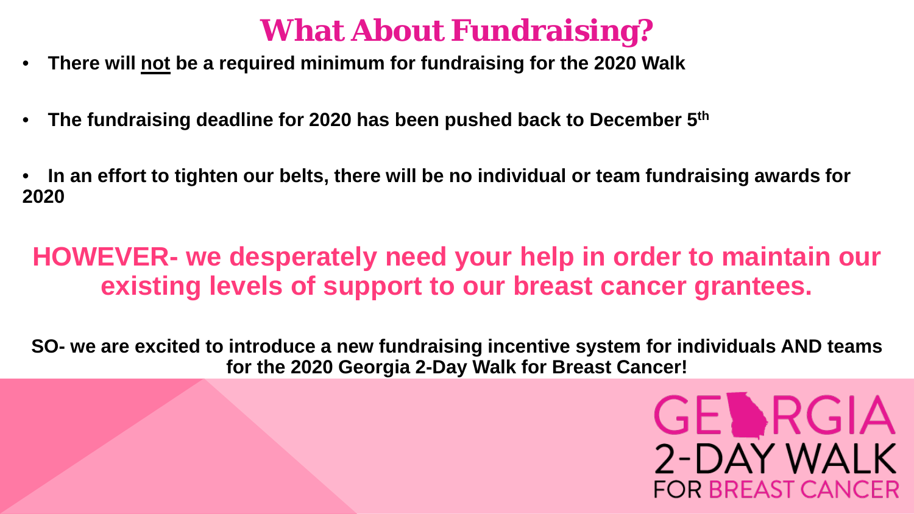# What About Fundraising?

- **There will <u>not</u> be a required minimum for fundraising for the 2020 Walk**
- **The fundraising deadline for 2020 has been pushed back to December 5th**
- **In an effort to tighten our belts, there will be no individual or team fundraising awards for 2020**

## HOWEVER- we desperately need your help in order to maintain our existing levels of support to our breast cancer grantees.

**SO- we are excited to introduce a new fundraising incentive system for individuals AND teams for the 2020 Georgia 2-Day Walk for Breast Cancer!**

GEORGIA 2-DAY WALK FOR BREAST CANCER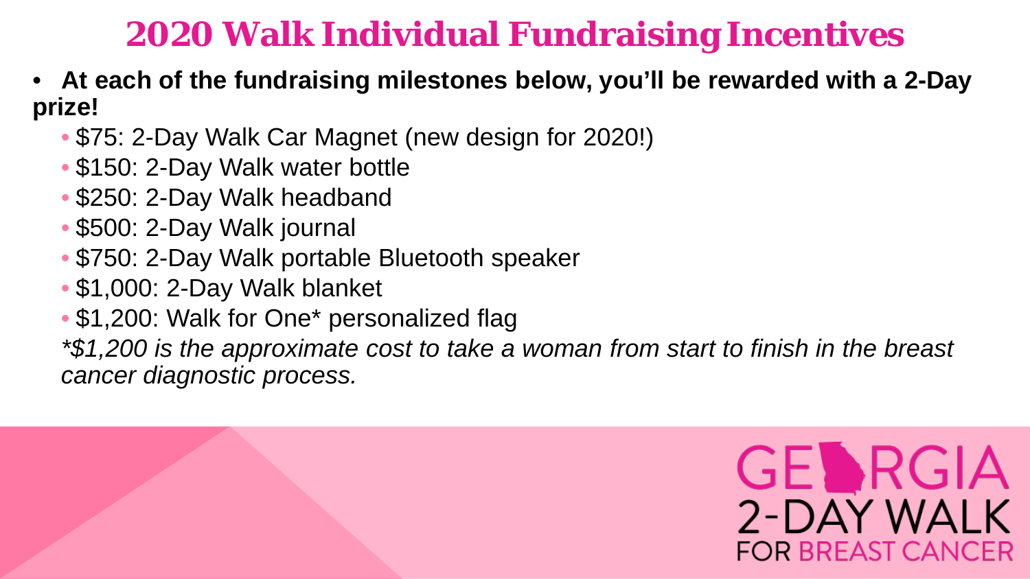# 2020 Walk Individual Fundraising Incentives

- **At each of the fundraising milestones below, you'll be rewarded with a 2-Day prize!**
  - $75: 2-Day Walk Car Magnet (new design for 2020!)
  - $150: 2-Day Walk water bottle
  - $250: 2-Day Walk headband
  - $500: 2-Day Walk journal
  - $750: 2-Day Walk portable Bluetooth speaker
  - $1,000: 2-Day Walk blanket
  - $1,200: Walk for One* personalized flag

  *\*$1,200 is the approximate cost to take a woman from start to finish in the breast cancer diagnostic process.*

GEORGIA 2-DAY WALK FOR BREAST CANCER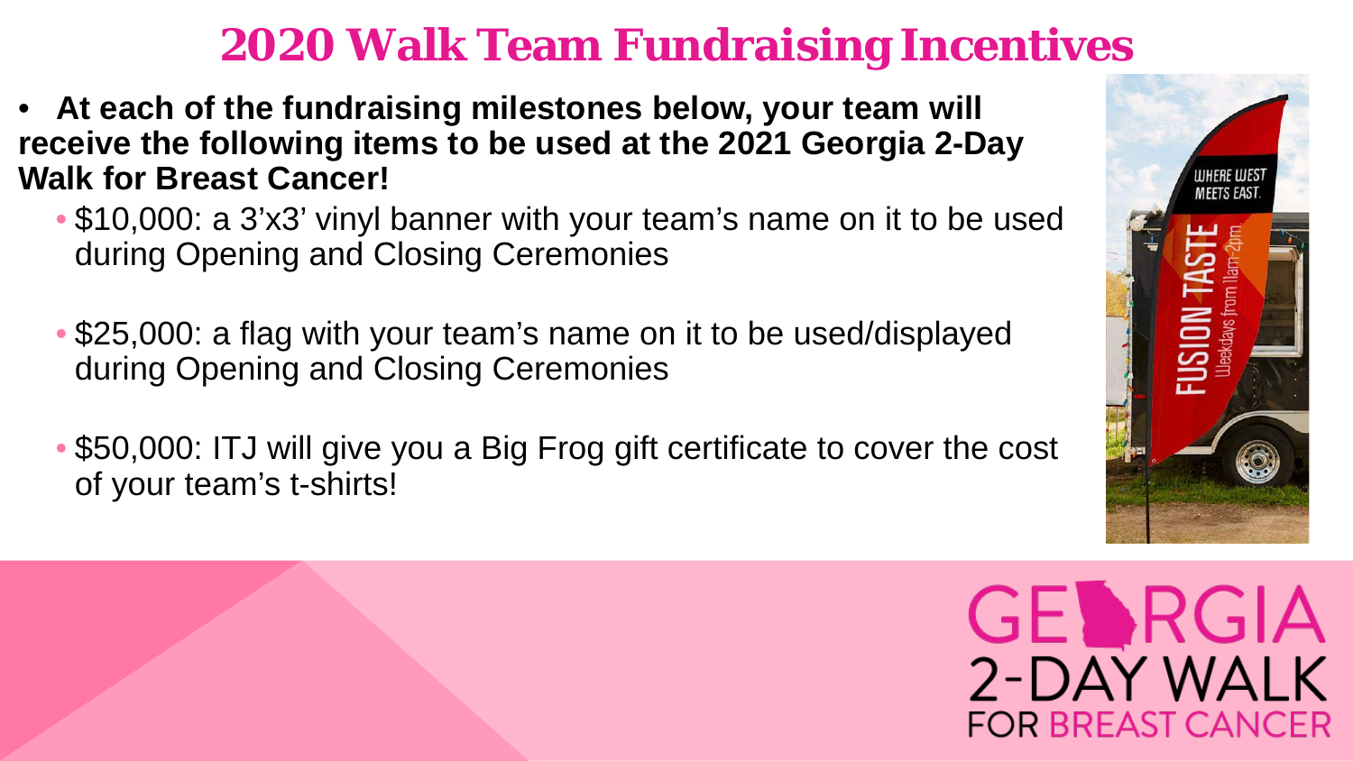# 2020 Walk Team Fundraising Incentives

- **At each of the fundraising milestones below, your team will receive the following items to be used at the 2021 Georgia 2-Day Walk for Breast Cancer!**
  - $10,000: a 3'x3' vinyl banner with your team's name on it to be used during Opening and Closing Ceremonies
  - $25,000: a flag with your team's name on it to be used/displayed during Opening and Closing Ceremonies
  - $50,000: ITJ will give you a Big Frog gift certificate to cover the cost of your team's t-shirts!

GEORGIA 2-DAY WALK FOR BREAST CANCER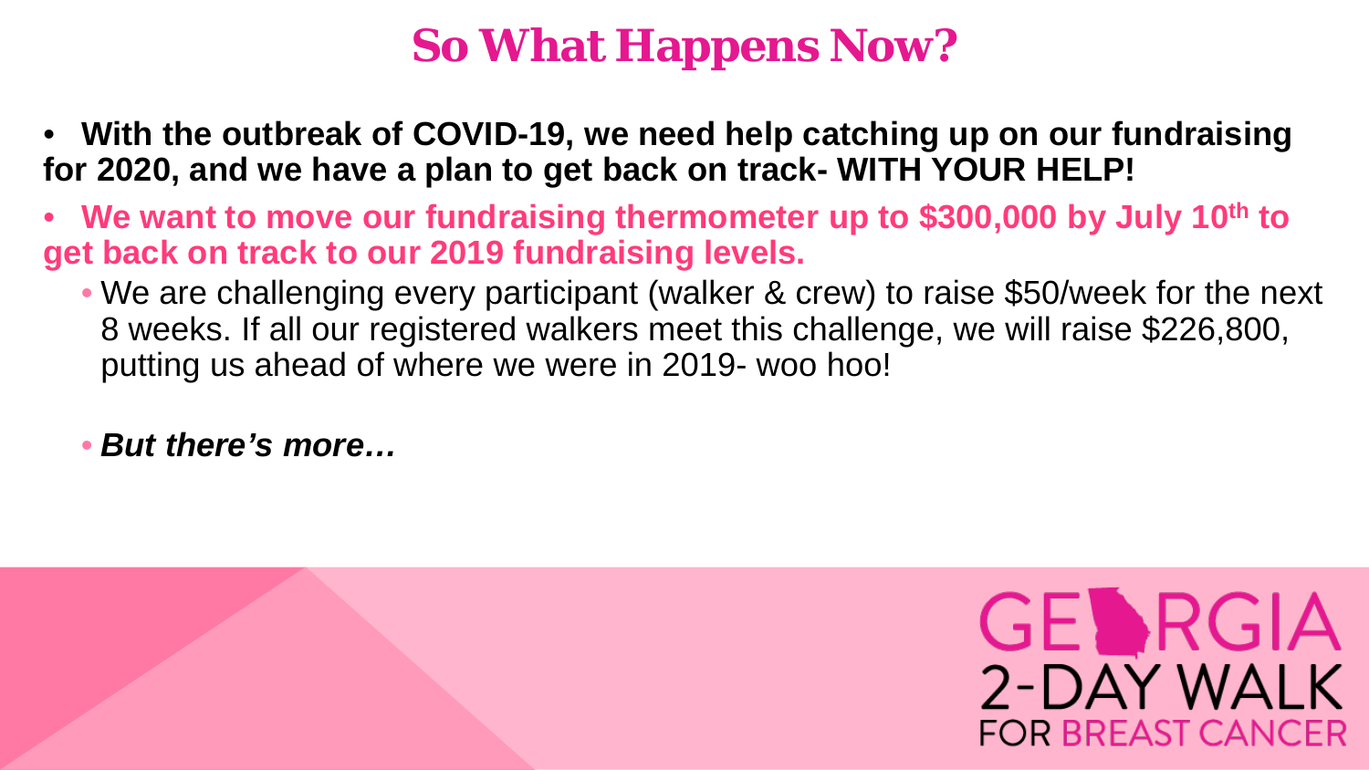# So What Happens Now?

- **With the outbreak of COVID-19, we need help catching up on our fundraising for 2020, and we have a plan to get back on track- WITH YOUR HELP!**
- **We want to move our fundraising thermometer up to $300,000 by July 10th to get back on track to our 2019 fundraising levels.**
  - We are challenging every participant (walker & crew) to raise $50/week for the next 8 weeks. If all our registered walkers meet this challenge, we will raise $226,800, putting us ahead of where we were in 2019- woo hoo!
  - ***But there's more…***

GEORGIA 2-DAY WALK FOR BREAST CANCER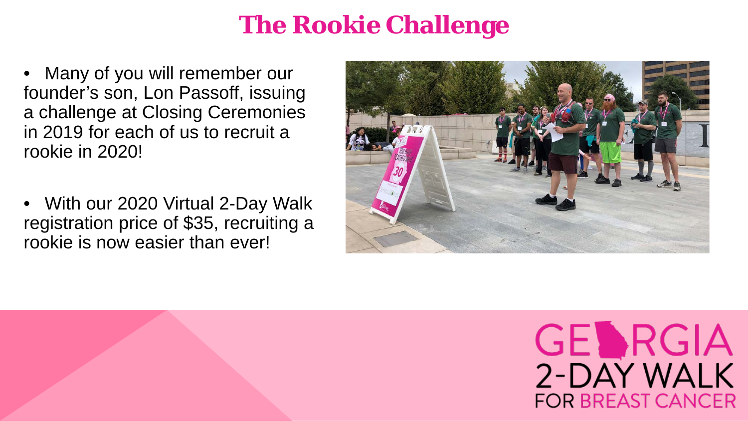# The Rookie Challenge

- Many of you will remember our founder's son, Lon Passoff, issuing a challenge at Closing Ceremonies in 2019 for each of us to recruit a rookie in 2020!
- With our 2020 Virtual 2-Day Walk registration price of $35, recruiting a rookie is now easier than ever!

GEORGIA 2-DAY WALK FOR BREAST CANCER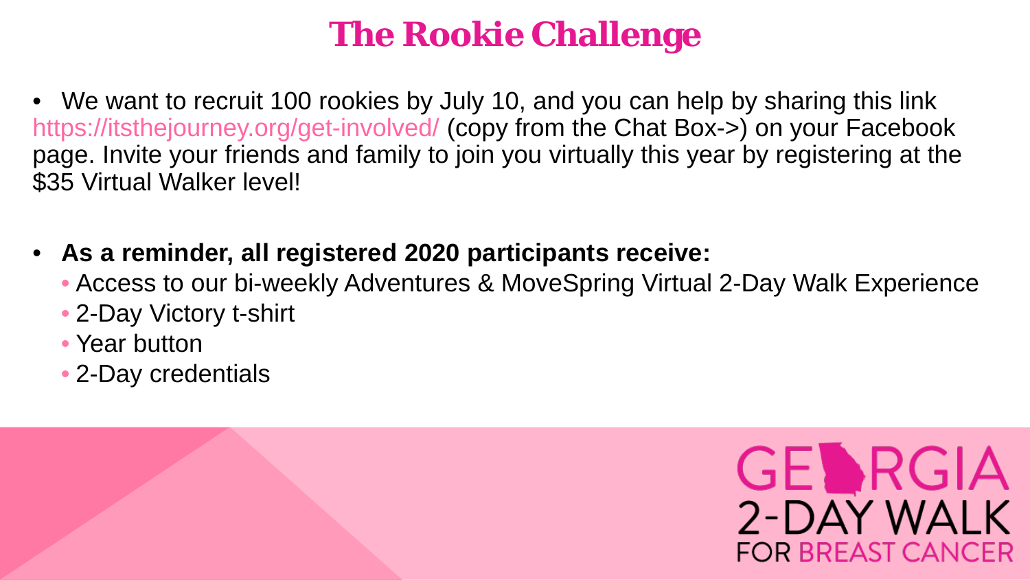# The Rookie Challenge

- We want to recruit 100 rookies by July 10, and you can help by sharing this link https://itsthejourney.org/get-involved/ (copy from the Chat Box->) on your Facebook page. Invite your friends and family to join you virtually this year by registering at the $35 Virtual Walker level!

- **As a reminder, all registered 2020 participants receive:**
  - Access to our bi-weekly Adventures & MoveSpring Virtual 2-Day Walk Experience
  - 2-Day Victory t-shirt
  - Year button
  - 2-Day credentials

GEORGIA 2-DAY WALK FOR BREAST CANCER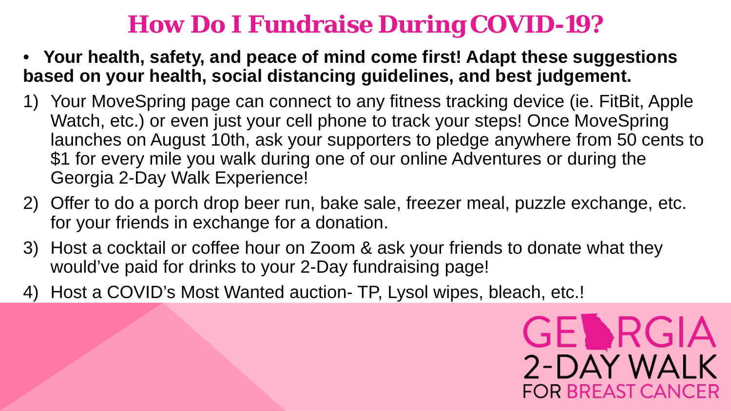# How Do I Fundraise During COVID-19?

- **Your health, safety, and peace of mind come first! Adapt these suggestions based on your health, social distancing guidelines, and best judgement.**

1) Your MoveSpring page can connect to any fitness tracking device (ie. FitBit, Apple Watch, etc.) or even just your cell phone to track your steps! Once MoveSpring launches on August 10th, ask your supporters to pledge anywhere from 50 cents to $1 for every mile you walk during one of our online Adventures or during the Georgia 2-Day Walk Experience!
2) Offer to do a porch drop beer run, bake sale, freezer meal, puzzle exchange, etc. for your friends in exchange for a donation.
3) Host a cocktail or coffee hour on Zoom & ask your friends to donate what they would've paid for drinks to your 2-Day fundraising page!
4) Host a COVID's Most Wanted auction- TP, Lysol wipes, bleach, etc.!

GEORGIA 2-DAY WALK FOR BREAST CANCER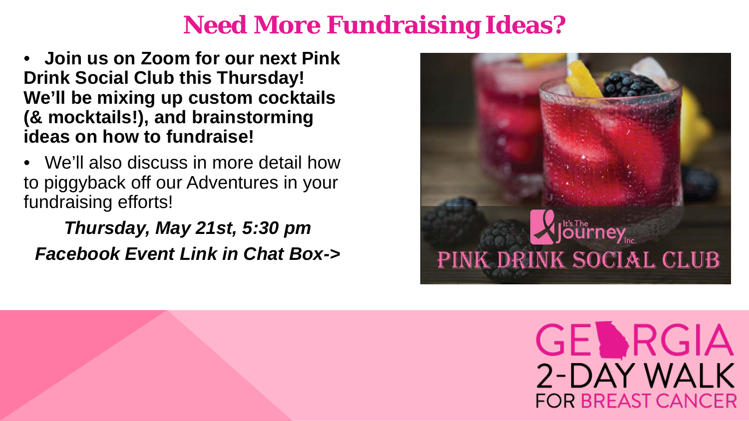# Need More Fundraising Ideas?

- **Join us on Zoom for our next Pink Drink Social Club this Thursday! We'll be mixing up custom cocktails (& mocktails!), and brainstorming ideas on how to fundraise!**
- We'll also discuss in more detail how to piggyback off our Adventures in your fundraising efforts!

***Thursday, May 21st, 5:30 pm***

***Facebook Event Link in Chat Box->***

It's The Journey Inc.

PINK DRINK SOCIAL CLUB

GEORGIA 2-DAY WALK FOR BREAST CANCER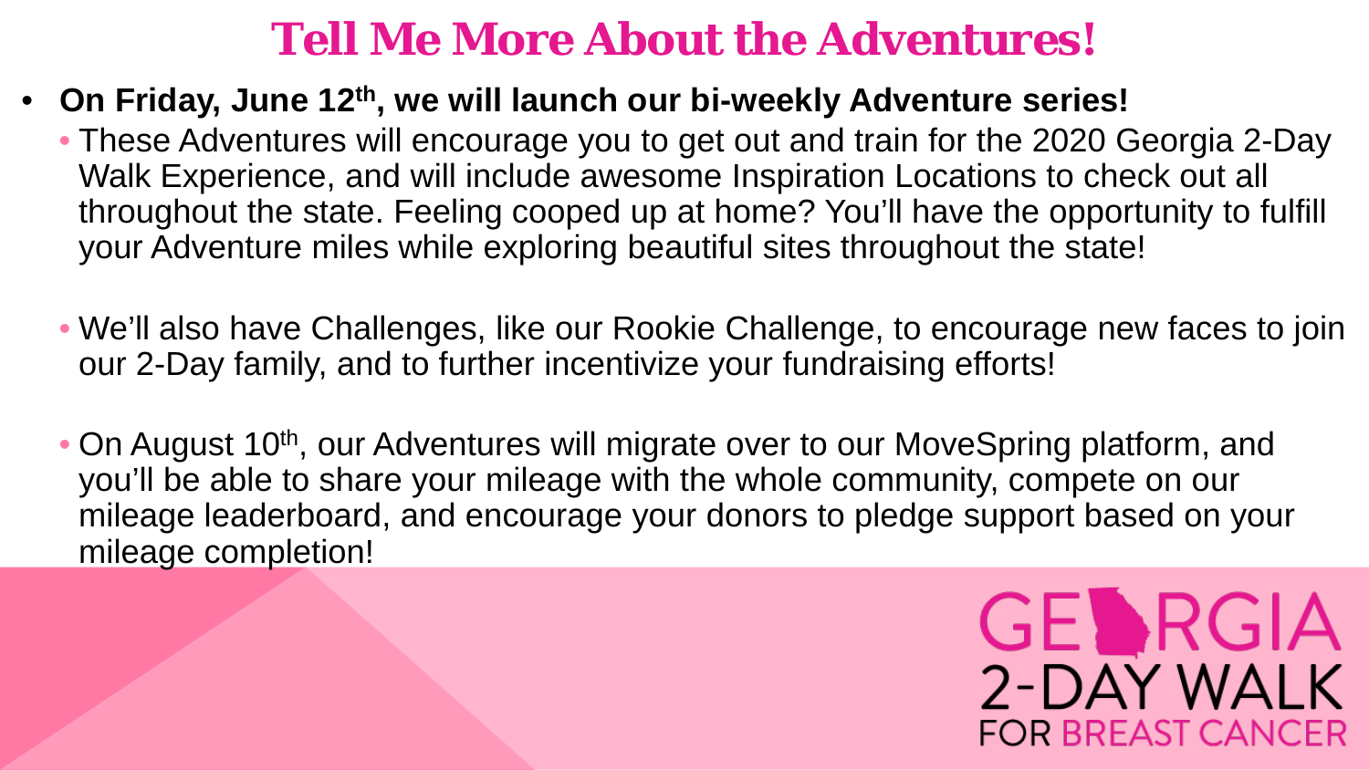# Tell Me More About the Adventures!

- **On Friday, June 12th, we will launch our bi-weekly Adventure series!**
  - These Adventures will encourage you to get out and train for the 2020 Georgia 2-Day Walk Experience, and will include awesome Inspiration Locations to check out all throughout the state. Feeling cooped up at home? You'll have the opportunity to fulfill your Adventure miles while exploring beautiful sites throughout the state!
  - We'll also have Challenges, like our Rookie Challenge, to encourage new faces to join our 2-Day family, and to further incentivize your fundraising efforts!
  - On August 10th, our Adventures will migrate over to our MoveSpring platform, and you'll be able to share your mileage with the whole community, compete on our mileage leaderboard, and encourage your donors to pledge support based on your mileage completion!

GEORGIA 2-DAY WALK FOR BREAST CANCER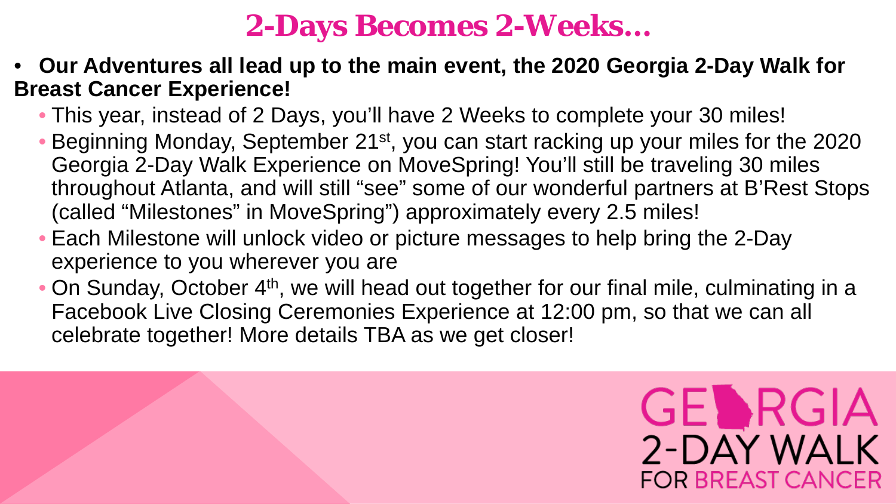# 2-Days Becomes 2-Weeks…

- **Our Adventures all lead up to the main event, the 2020 Georgia 2-Day Walk for Breast Cancer Experience!**
  - This year, instead of 2 Days, you'll have 2 Weeks to complete your 30 miles!
  - Beginning Monday, September 21st, you can start racking up your miles for the 2020 Georgia 2-Day Walk Experience on MoveSpring! You'll still be traveling 30 miles throughout Atlanta, and will still "see" some of our wonderful partners at B'Rest Stops (called "Milestones" in MoveSpring") approximately every 2.5 miles!
  - Each Milestone will unlock video or picture messages to help bring the 2-Day experience to you wherever you are
  - On Sunday, October 4th, we will head out together for our final mile, culminating in a Facebook Live Closing Ceremonies Experience at 12:00 pm, so that we can all celebrate together! More details TBA as we get closer!

GEORGIA 2-DAY WALK FOR BREAST CANCER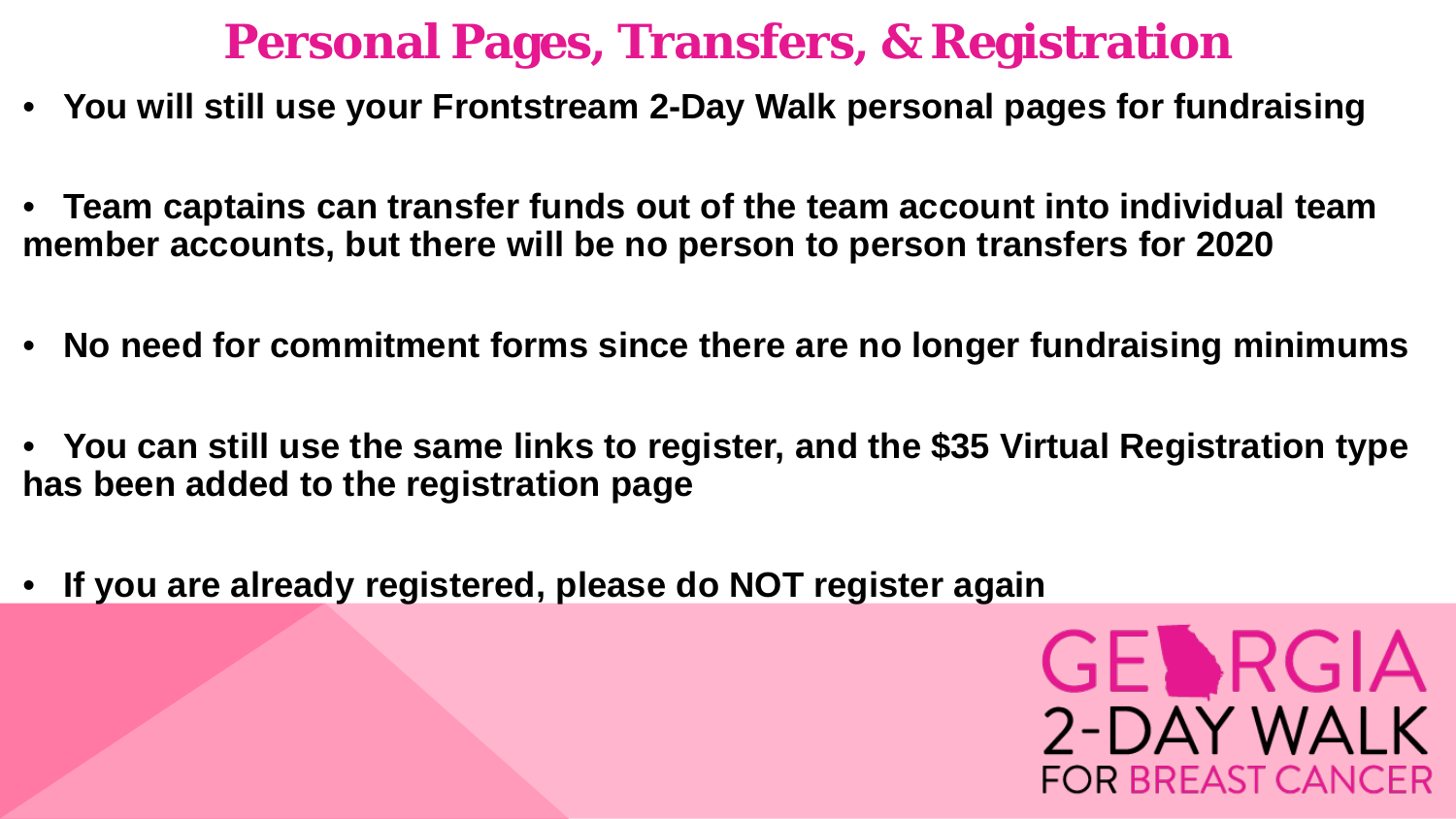# Personal Pages, Transfers, & Registration

- **You will still use your Frontstream 2-Day Walk personal pages for fundraising**
- **Team captains can transfer funds out of the team account into individual team member accounts, but there will be no person to person transfers for 2020**
- **No need for commitment forms since there are no longer fundraising minimums**
- **You can still use the same links to register, and the $35 Virtual Registration type has been added to the registration page**
- **If you are already registered, please do NOT register again**

GEORGIA 2-DAY WALK FOR BREAST CANCER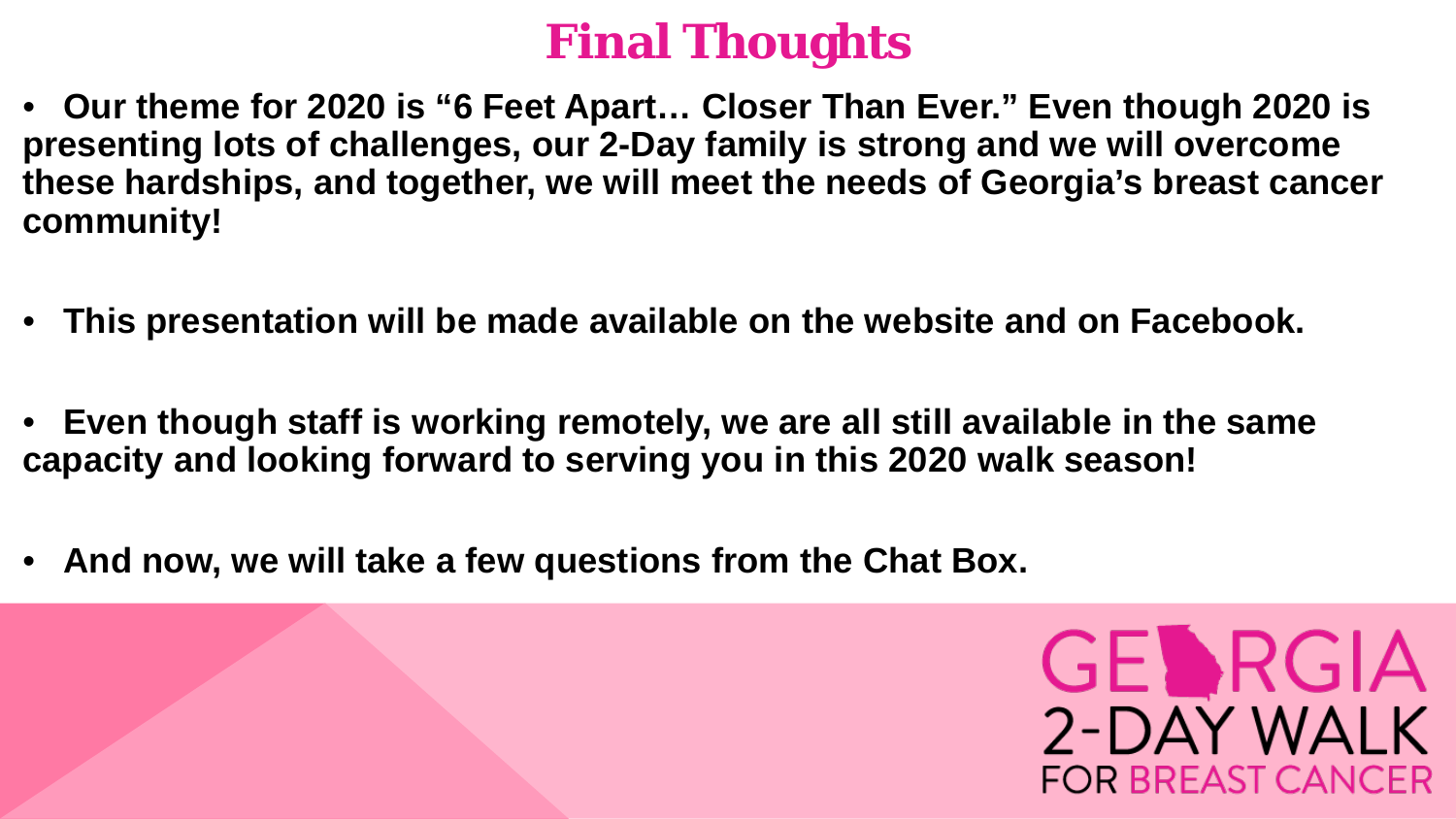# Final Thoughts

- **Our theme for 2020 is "6 Feet Apart… Closer Than Ever." Even though 2020 is presenting lots of challenges, our 2-Day family is strong and we will overcome these hardships, and together, we will meet the needs of Georgia's breast cancer community!**

- **This presentation will be made available on the website and on Facebook.**

- **Even though staff is working remotely, we are all still available in the same capacity and looking forward to serving you in this 2020 walk season!**

- **And now, we will take a few questions from the Chat Box.**

GEORGIA 2-DAY WALK FOR BREAST CANCER